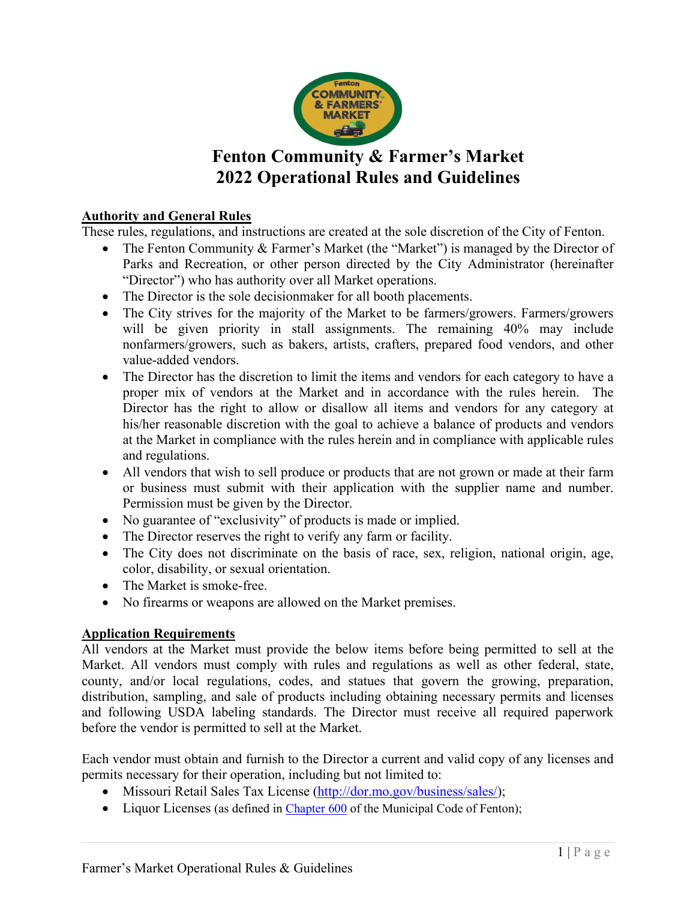# Fenton Community & Farmer's Market
# 2022 Operational Rules and Guidelines

## Authority and General Rules

These rules, regulations, and instructions are created at the sole discretion of the City of Fenton.

- The Fenton Community & Farmer's Market (the "Market") is managed by the Director of Parks and Recreation, or other person directed by the City Administrator (hereinafter "Director") who has authority over all Market operations.
- The Director is the sole decisionmaker for all booth placements.
- The City strives for the majority of the Market to be farmers/growers. Farmers/growers will be given priority in stall assignments. The remaining 40% may include nonfarmers/growers, such as bakers, artists, crafters, prepared food vendors, and other value-added vendors.
- The Director has the discretion to limit the items and vendors for each category to have a proper mix of vendors at the Market and in accordance with the rules herein. The Director has the right to allow or disallow all items and vendors for any category at his/her reasonable discretion with the goal to achieve a balance of products and vendors at the Market in compliance with the rules herein and in compliance with applicable rules and regulations.
- All vendors that wish to sell produce or products that are not grown or made at their farm or business must submit with their application with the supplier name and number. Permission must be given by the Director.
- No guarantee of "exclusivity" of products is made or implied.
- The Director reserves the right to verify any farm or facility.
- The City does not discriminate on the basis of race, sex, religion, national origin, age, color, disability, or sexual orientation.
- The Market is smoke-free.
- No firearms or weapons are allowed on the Market premises.

## Application Requirements

All vendors at the Market must provide the below items before being permitted to sell at the Market. All vendors must comply with rules and regulations as well as other federal, state, county, and/or local regulations, codes, and statues that govern the growing, preparation, distribution, sampling, and sale of products including obtaining necessary permits and licenses and following USDA labeling standards. The Director must receive all required paperwork before the vendor is permitted to sell at the Market.

Each vendor must obtain and furnish to the Director a current and valid copy of any licenses and permits necessary for their operation, including but not limited to:

- Missouri Retail Sales Tax License (http://dor.mo.gov/business/sales/);
- Liquor Licenses (as defined in Chapter 600 of the Municipal Code of Fenton);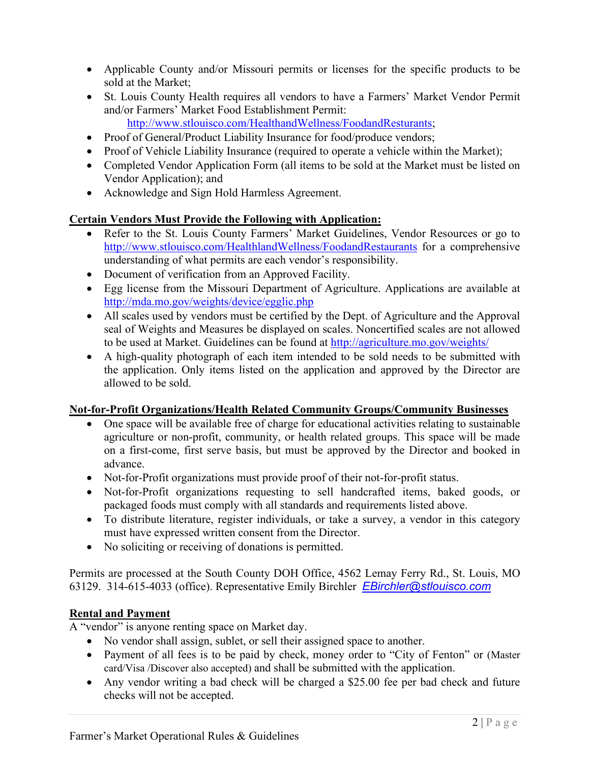- Applicable County and/or Missouri permits or licenses for the specific products to be sold at the Market;
- St. Louis County Health requires all vendors to have a Farmers' Market Vendor Permit and/or Farmers' Market Food Establishment Permit: http://www.stlouisco.com/HealthandWellness/FoodandResturants;
- Proof of General/Product Liability Insurance for food/produce vendors;
- Proof of Vehicle Liability Insurance (required to operate a vehicle within the Market);
- Completed Vendor Application Form (all items to be sold at the Market must be listed on Vendor Application); and
- Acknowledge and Sign Hold Harmless Agreement.

**Certain Vendors Must Provide the Following with Application:**

- Refer to the St. Louis County Farmers' Market Guidelines, Vendor Resources or go to http://www.stlouisco.com/HealthlandWellness/FoodandRestaurants for a comprehensive understanding of what permits are each vendor's responsibility.
- Document of verification from an Approved Facility.
- Egg license from the Missouri Department of Agriculture. Applications are available at http://mda.mo.gov/weights/device/egglic.php
- All scales used by vendors must be certified by the Dept. of Agriculture and the Approval seal of Weights and Measures be displayed on scales. Noncertified scales are not allowed to be used at Market. Guidelines can be found at http://agriculture.mo.gov/weights/
- A high-quality photograph of each item intended to be sold needs to be submitted with the application. Only items listed on the application and approved by the Director are allowed to be sold.

**Not-for-Profit Organizations/Health Related Community Groups/Community Businesses**

- One space will be available free of charge for educational activities relating to sustainable agriculture or non-profit, community, or health related groups. This space will be made on a first-come, first serve basis, but must be approved by the Director and booked in advance.
- Not-for-Profit organizations must provide proof of their not-for-profit status.
- Not-for-Profit organizations requesting to sell handcrafted items, baked goods, or packaged foods must comply with all standards and requirements listed above.
- To distribute literature, register individuals, or take a survey, a vendor in this category must have expressed written consent from the Director.
- No soliciting or receiving of donations is permitted.

Permits are processed at the South County DOH Office, 4562 Lemay Ferry Rd., St. Louis, MO 63129. 314-615-4033 (office). Representative Emily Birchler *EBirchler@stlouisco.com*

**Rental and Payment**

A "vendor" is anyone renting space on Market day.

- No vendor shall assign, sublet, or sell their assigned space to another.
- Payment of all fees is to be paid by check, money order to "City of Fenton" or (Master card/Visa /Discover also accepted) and shall be submitted with the application.
- Any vendor writing a bad check will be charged a $25.00 fee per bad check and future checks will not be accepted.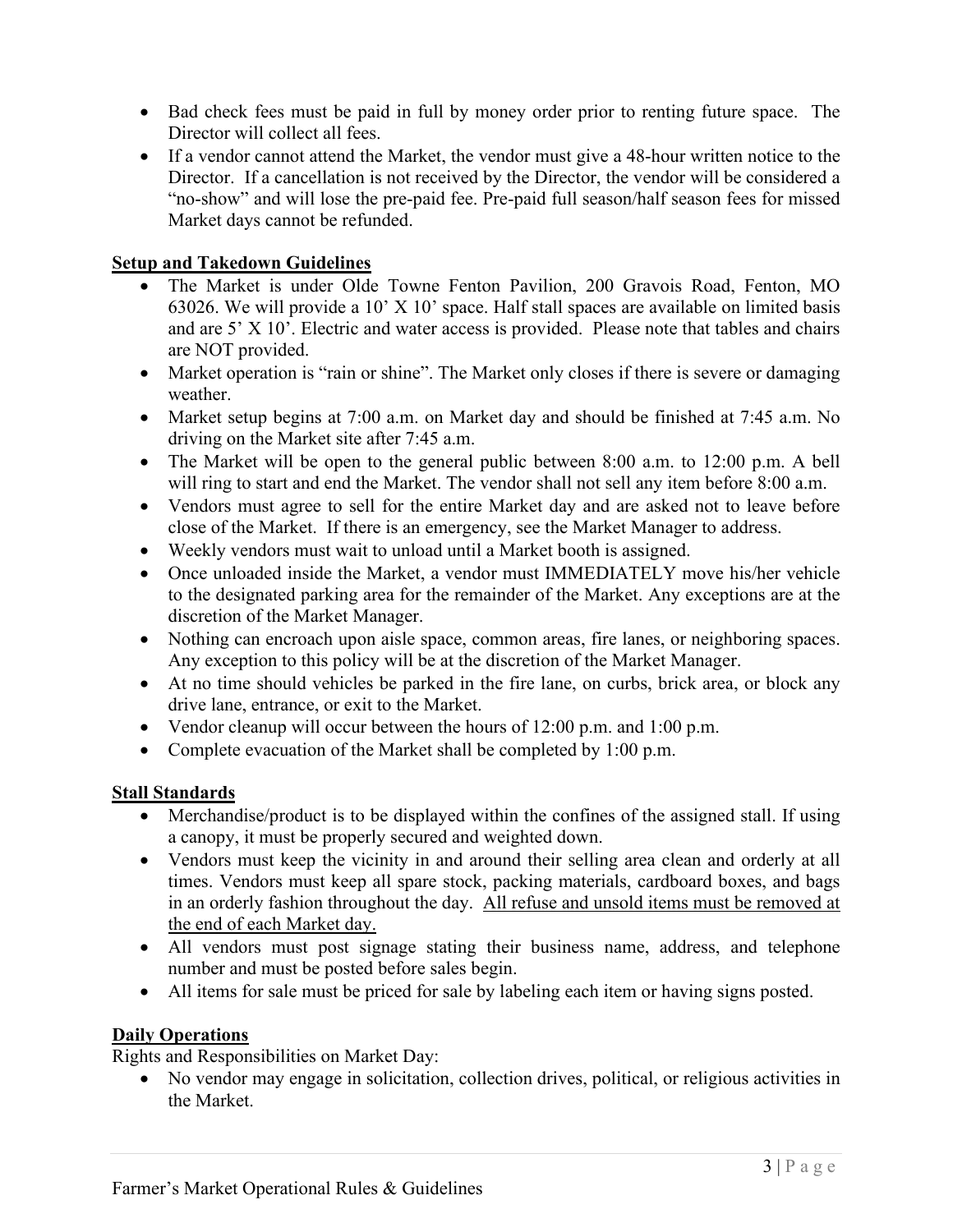- Bad check fees must be paid in full by money order prior to renting future space. The Director will collect all fees.
- If a vendor cannot attend the Market, the vendor must give a 48-hour written notice to the Director. If a cancellation is not received by the Director, the vendor will be considered a "no-show" and will lose the pre-paid fee. Pre-paid full season/half season fees for missed Market days cannot be refunded.

**Setup and Takedown Guidelines**

- The Market is under Olde Towne Fenton Pavilion, 200 Gravois Road, Fenton, MO 63026. We will provide a 10' X 10' space. Half stall spaces are available on limited basis and are 5' X 10'. Electric and water access is provided. Please note that tables and chairs are NOT provided.
- Market operation is "rain or shine". The Market only closes if there is severe or damaging weather.
- Market setup begins at 7:00 a.m. on Market day and should be finished at 7:45 a.m. No driving on the Market site after 7:45 a.m.
- The Market will be open to the general public between 8:00 a.m. to 12:00 p.m. A bell will ring to start and end the Market. The vendor shall not sell any item before 8:00 a.m.
- Vendors must agree to sell for the entire Market day and are asked not to leave before close of the Market. If there is an emergency, see the Market Manager to address.
- Weekly vendors must wait to unload until a Market booth is assigned.
- Once unloaded inside the Market, a vendor must IMMEDIATELY move his/her vehicle to the designated parking area for the remainder of the Market. Any exceptions are at the discretion of the Market Manager.
- Nothing can encroach upon aisle space, common areas, fire lanes, or neighboring spaces. Any exception to this policy will be at the discretion of the Market Manager.
- At no time should vehicles be parked in the fire lane, on curbs, brick area, or block any drive lane, entrance, or exit to the Market.
- Vendor cleanup will occur between the hours of 12:00 p.m. and 1:00 p.m.
- Complete evacuation of the Market shall be completed by 1:00 p.m.

**Stall Standards**

- Merchandise/product is to be displayed within the confines of the assigned stall. If using a canopy, it must be properly secured and weighted down.
- Vendors must keep the vicinity in and around their selling area clean and orderly at all times. Vendors must keep all spare stock, packing materials, cardboard boxes, and bags in an orderly fashion throughout the day. All refuse and unsold items must be removed at the end of each Market day.
- All vendors must post signage stating their business name, address, and telephone number and must be posted before sales begin.
- All items for sale must be priced for sale by labeling each item or having signs posted.

**Daily Operations**

Rights and Responsibilities on Market Day:

- No vendor may engage in solicitation, collection drives, political, or religious activities in the Market.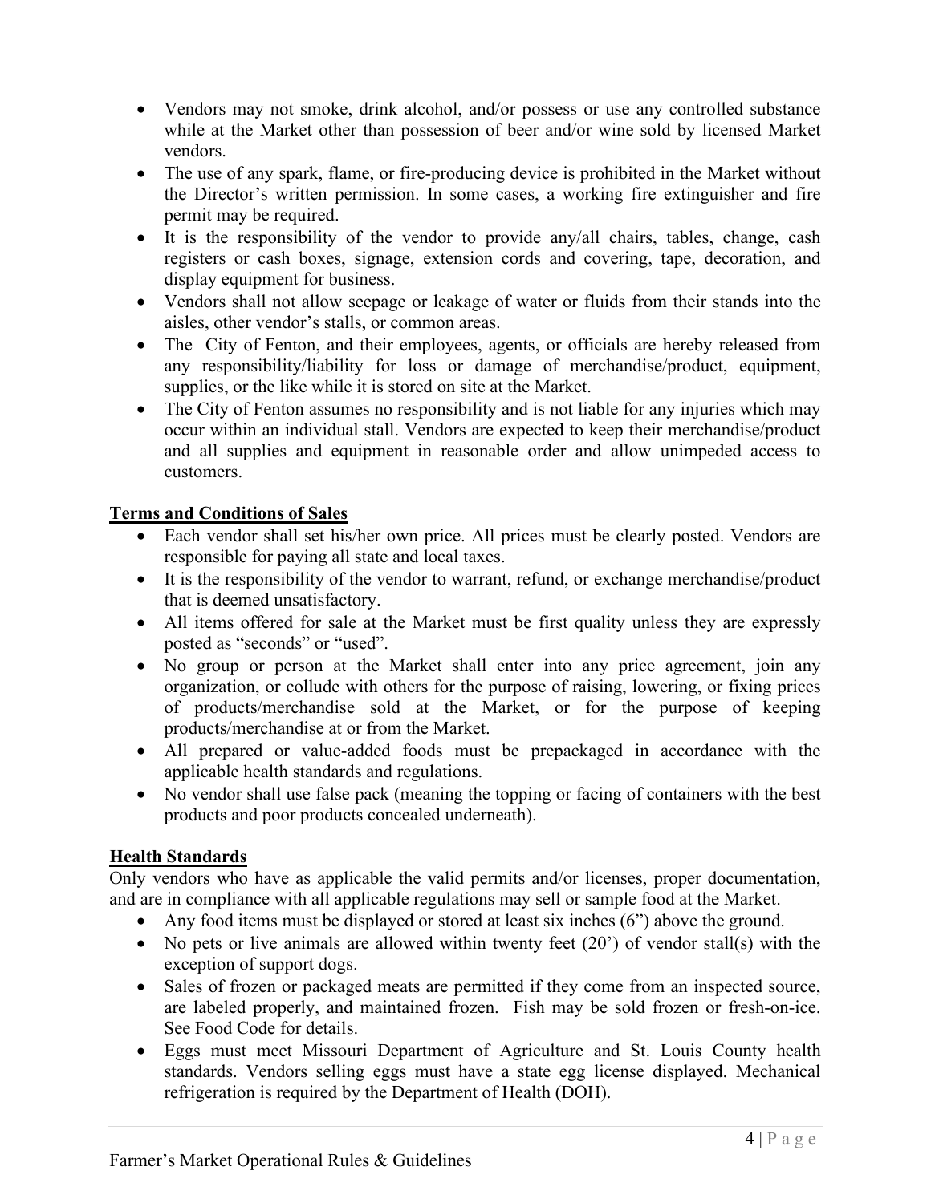- Vendors may not smoke, drink alcohol, and/or possess or use any controlled substance while at the Market other than possession of beer and/or wine sold by licensed Market vendors.
- The use of any spark, flame, or fire-producing device is prohibited in the Market without the Director's written permission. In some cases, a working fire extinguisher and fire permit may be required.
- It is the responsibility of the vendor to provide any/all chairs, tables, change, cash registers or cash boxes, signage, extension cords and covering, tape, decoration, and display equipment for business.
- Vendors shall not allow seepage or leakage of water or fluids from their stands into the aisles, other vendor's stalls, or common areas.
- The City of Fenton, and their employees, agents, or officials are hereby released from any responsibility/liability for loss or damage of merchandise/product, equipment, supplies, or the like while it is stored on site at the Market.
- The City of Fenton assumes no responsibility and is not liable for any injuries which may occur within an individual stall. Vendors are expected to keep their merchandise/product and all supplies and equipment in reasonable order and allow unimpeded access to customers.

## Terms and Conditions of Sales

- Each vendor shall set his/her own price. All prices must be clearly posted. Vendors are responsible for paying all state and local taxes.
- It is the responsibility of the vendor to warrant, refund, or exchange merchandise/product that is deemed unsatisfactory.
- All items offered for sale at the Market must be first quality unless they are expressly posted as "seconds" or "used".
- No group or person at the Market shall enter into any price agreement, join any organization, or collude with others for the purpose of raising, lowering, or fixing prices of products/merchandise sold at the Market, or for the purpose of keeping products/merchandise at or from the Market.
- All prepared or value-added foods must be prepackaged in accordance with the applicable health standards and regulations.
- No vendor shall use false pack (meaning the topping or facing of containers with the best products and poor products concealed underneath).

## Health Standards

Only vendors who have as applicable the valid permits and/or licenses, proper documentation, and are in compliance with all applicable regulations may sell or sample food at the Market.

- Any food items must be displayed or stored at least six inches (6") above the ground.
- No pets or live animals are allowed within twenty feet (20') of vendor stall(s) with the exception of support dogs.
- Sales of frozen or packaged meats are permitted if they come from an inspected source, are labeled properly, and maintained frozen. Fish may be sold frozen or fresh-on-ice. See Food Code for details.
- Eggs must meet Missouri Department of Agriculture and St. Louis County health standards. Vendors selling eggs must have a state egg license displayed. Mechanical refrigeration is required by the Department of Health (DOH).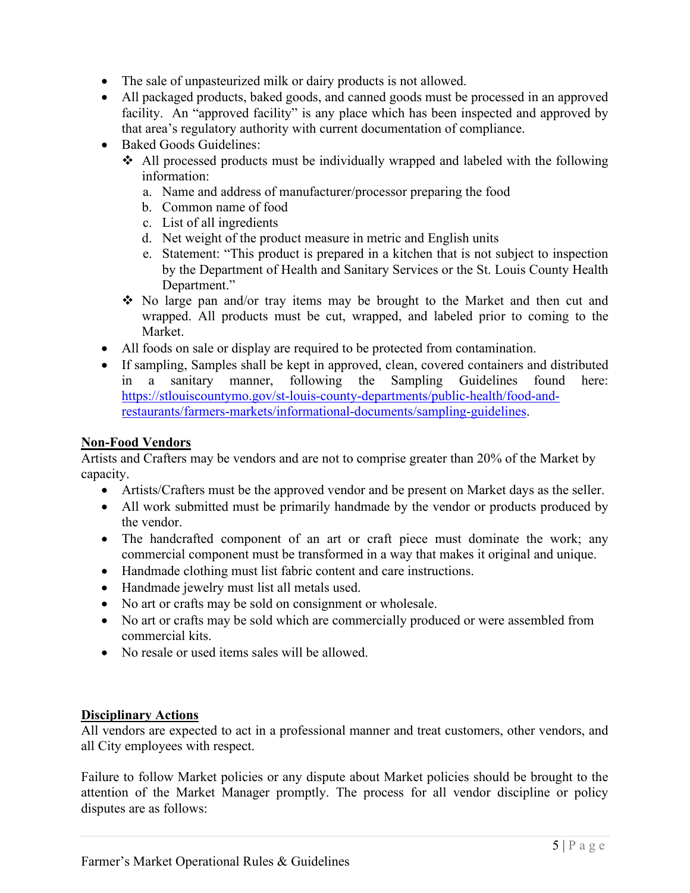- The sale of unpasteurized milk or dairy products is not allowed.
- All packaged products, baked goods, and canned goods must be processed in an approved facility. An "approved facility" is any place which has been inspected and approved by that area's regulatory authority with current documentation of compliance.
- Baked Goods Guidelines:
    - All processed products must be individually wrapped and labeled with the following information:
        a. Name and address of manufacturer/processor preparing the food
        b. Common name of food
        c. List of all ingredients
        d. Net weight of the product measure in metric and English units
        e. Statement: "This product is prepared in a kitchen that is not subject to inspection by the Department of Health and Sanitary Services or the St. Louis County Health Department."
    - No large pan and/or tray items may be brought to the Market and then cut and wrapped. All products must be cut, wrapped, and labeled prior to coming to the Market.
- All foods on sale or display are required to be protected from contamination.
- If sampling, Samples shall be kept in approved, clean, covered containers and distributed in a sanitary manner, following the Sampling Guidelines found here: [https://stlouiscountymo.gov/st-louis-county-departments/public-health/food-and-restaurants/farmers-markets/informational-documents/sampling-guidelines](https://stlouiscountymo.gov/st-louis-county-departments/public-health/food-and-restaurants/farmers-markets/informational-documents/sampling-guidelines).

**Non-Food Vendors**

Artists and Crafters may be vendors and are not to comprise greater than 20% of the Market by capacity.

- Artists/Crafters must be the approved vendor and be present on Market days as the seller.
- All work submitted must be primarily handmade by the vendor or products produced by the vendor.
- The handcrafted component of an art or craft piece must dominate the work; any commercial component must be transformed in a way that makes it original and unique.
- Handmade clothing must list fabric content and care instructions.
- Handmade jewelry must list all metals used.
- No art or crafts may be sold on consignment or wholesale.
- No art or crafts may be sold which are commercially produced or were assembled from commercial kits.
- No resale or used items sales will be allowed.

**Disciplinary Actions**

All vendors are expected to act in a professional manner and treat customers, other vendors, and all City employees with respect.

Failure to follow Market policies or any dispute about Market policies should be brought to the attention of the Market Manager promptly. The process for all vendor discipline or policy disputes are as follows: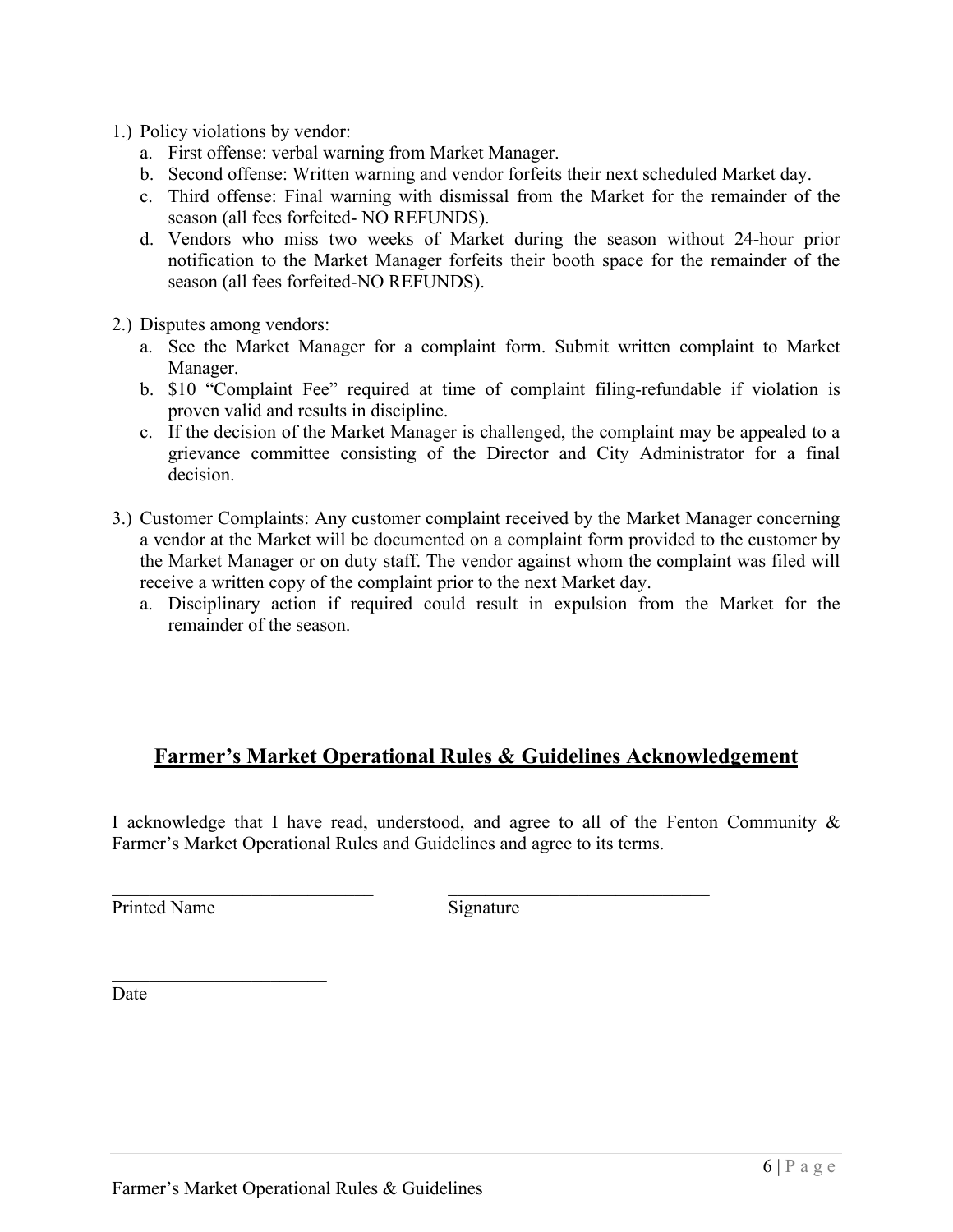1.) Policy violations by vendor:
   a. First offense: verbal warning from Market Manager.
   b. Second offense: Written warning and vendor forfeits their next scheduled Market day.
   c. Third offense: Final warning with dismissal from the Market for the remainder of the season (all fees forfeited- NO REFUNDS).
   d. Vendors who miss two weeks of Market during the season without 24-hour prior notification to the Market Manager forfeits their booth space for the remainder of the season (all fees forfeited-NO REFUNDS).

2.) Disputes among vendors:
   a. See the Market Manager for a complaint form. Submit written complaint to Market Manager.
   b. $10 "Complaint Fee" required at time of complaint filing-refundable if violation is proven valid and results in discipline.
   c. If the decision of the Market Manager is challenged, the complaint may be appealed to a grievance committee consisting of the Director and City Administrator for a final decision.

3.) Customer Complaints: Any customer complaint received by the Market Manager concerning a vendor at the Market will be documented on a complaint form provided to the customer by the Market Manager or on duty staff. The vendor against whom the complaint was filed will receive a written copy of the complaint prior to the next Market day.
   a. Disciplinary action if required could result in expulsion from the Market for the remainder of the season.

## Farmer's Market Operational Rules & Guidelines Acknowledgement

I acknowledge that I have read, understood, and agree to all of the Fenton Community & Farmer's Market Operational Rules and Guidelines and agree to its terms.

______________________________ ______________________________
Printed Name Signature

________________________
Date